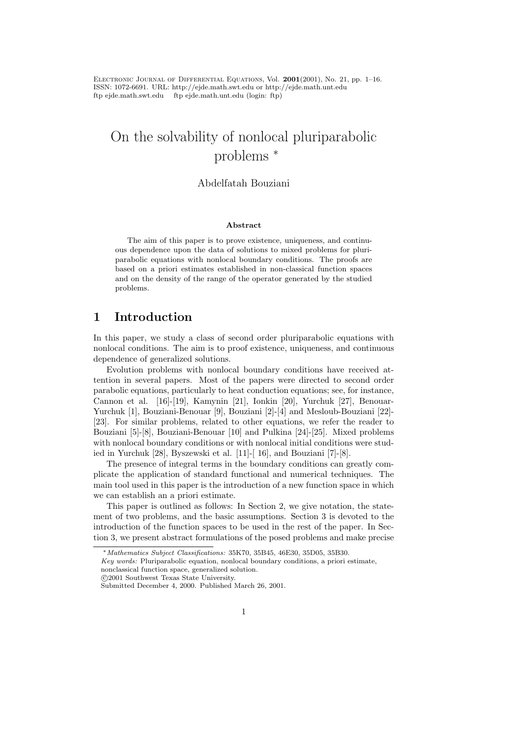# On the solvability of nonlocal pluriparabolic problems *

Abdelfatah Bouziani

### Abstract

The aim of this paper is to prove existence, uniqueness, and continuous dependence upon the data of solutions to mixed problems for pluriparabolic equations with nonlocal boundary conditions. The proofs are based on a priori estimates established in non-classical function spaces and on the density of the range of the operator generated by the studied problems.

## 1 Introduction

In this paper, we study a class of second order pluriparabolic equations with nonlocal conditions. The aim is to proof existence, uniqueness, and continuous dependence of generalized solutions.

Evolution problems with nonlocal boundary conditions have received attention in several papers. Most of the papers were directed to second order parabolic equations, particularly to heat conduction equations; see, for instance, Cannon et al. [16]-[19], Kamynin [21], Ionkin [20], Yurchuk [27], Benouar-Yurchuk [1], Bouziani-Benouar [9], Bouziani [2]-[4] and Mesloub-Bouziani [22]-[23]. For similar problems, related to other equations, we refer the reader to Bouziani [5]-[8], Bouziani-Benouar [10] and Pulkina [24]-[25]. Mixed problems with nonlocal boundary conditions or with nonlocal initial conditions were studied in Yurchuk [28], Byszewski et al. [11]-[ 16], and Bouziani [7]-[8].

The presence of integral terms in the boundary conditions can greatly complicate the application of standard functional and numerical techniques. The main tool used in this paper is the introduction of a new function space in which we can establish an a priori estimate.

This paper is outlined as follows: In Section 2, we give notation, the statement of two problems, and the basic assumptions. Section 3 is devoted to the introduction of the function spaces to be used in the rest of the paper. In Section 3, we present abstract formulations of the posed problems and make precise

---

*Mathematics Subject Classifications:* 35K70, 35B45, 46E30, 35D05, 35B30.
*Key words:* Pluriparabolic equation, nonlocal boundary conditions, a priori estimate, nonclassical function space, generalized solution.
©2001 Southwest Texas State University.
Submitted December 4, 2000. Published March 26, 2001.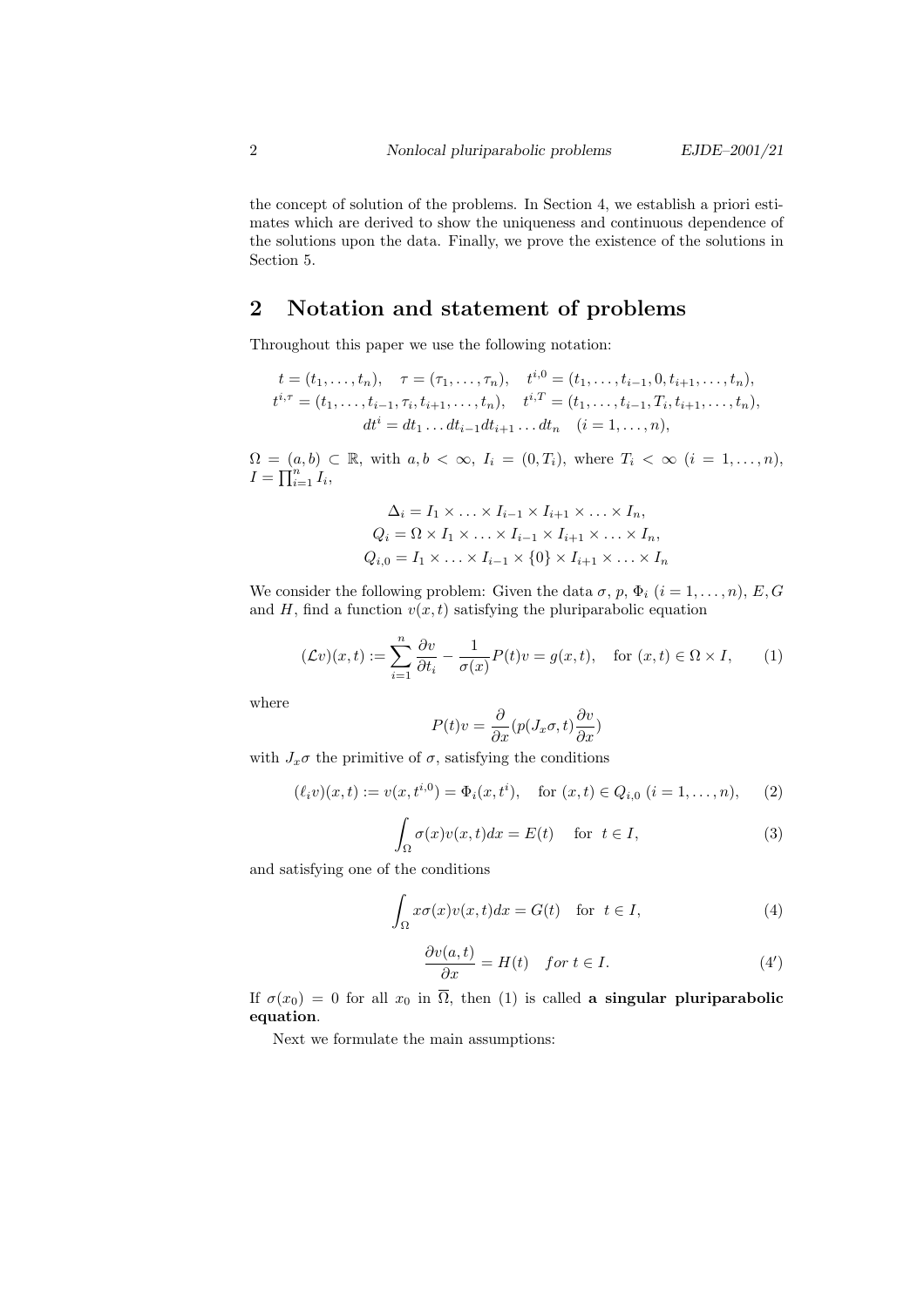the concept of solution of the problems. In Section 4, we establish a priori estimates which are derived to show the uniqueness and continuous dependence of the solutions upon the data. Finally, we prove the existence of the solutions in Section 5.

## 2 Notation and statement of problems

Throughout this paper we use the following notation:

$$t = (t_1, \dots, t_n), \quad \tau = (\tau_1, \dots, \tau_n), \quad t^{i,0} = (t_1, \dots, t_{i-1}, 0, t_{i+1}, \dots, t_n),$$
$$t^{i,\tau} = (t_1, \dots, t_{i-1}, \tau_i, t_{i+1}, \dots, t_n), \quad t^{i,T} = (t_1, \dots, t_{i-1}, T_i, t_{i+1}, \dots, t_n),$$
$$dt^i = dt_1 \dots dt_{i-1} dt_{i+1} \dots dt_n \quad (i = 1, \dots, n),$$

$\Omega = (a, b) \subset \mathbb{R}$, with $a, b < \infty$, $I_i = (0, T_i)$, where $T_i < \infty$ $(i = 1, \dots, n)$, $I = \prod_{i=1}^n I_i$,

$$\Delta_i = I_1 \times \dots \times I_{i-1} \times I_{i+1} \times \dots \times I_n,$$
$$Q_i = \Omega \times I_1 \times \dots \times I_{i-1} \times I_{i+1} \times \dots \times I_n,$$
$$Q_{i,0} = I_1 \times \dots \times I_{i-1} \times \{0\} \times I_{i+1} \times \dots \times I_n$$

We consider the following problem: Given the data $\sigma$, $p$, $\Phi_i$ $(i = 1, \dots, n)$, $E, G$ and $H$, find a function $v(x, t)$ satisfying the pluriparabolic equation

$$(\mathcal{L}v)(x, t) := \sum_{i=1}^{n} \frac{\partial v}{\partial t_i} - \frac{1}{\sigma(x)} P(t)v = g(x, t), \quad \text{for } (x, t) \in \Omega \times I, \tag{1}$$

where

$$P(t)v = \frac{\partial}{\partial x}(p(J_x\sigma, t)\frac{\partial v}{\partial x})$$

with $J_x\sigma$ the primitive of $\sigma$, satisfying the conditions

$$(\ell_i v)(x, t) := v(x, t^{i,0}) = \Phi_i(x, t^i), \quad \text{for } (x, t) \in Q_{i,0} \ (i = 1, \dots, n), \tag{2}$$

$$\int_\Omega \sigma(x)v(x, t)dx = E(t) \quad \text{for } t \in I, \tag{3}$$

and satisfying one of the conditions

$$\int_\Omega x\sigma(x)v(x, t)dx = G(t) \quad \text{for } t \in I, \tag{4}$$

$$\frac{\partial v(a, t)}{\partial x} = H(t) \quad \textit{for } t \in I. \tag{4'}$$

If $\sigma(x_0) = 0$ for all $x_0$ in $\overline{\Omega}$, then (1) is called **a singular pluriparabolic equation**.

Next we formulate the main assumptions: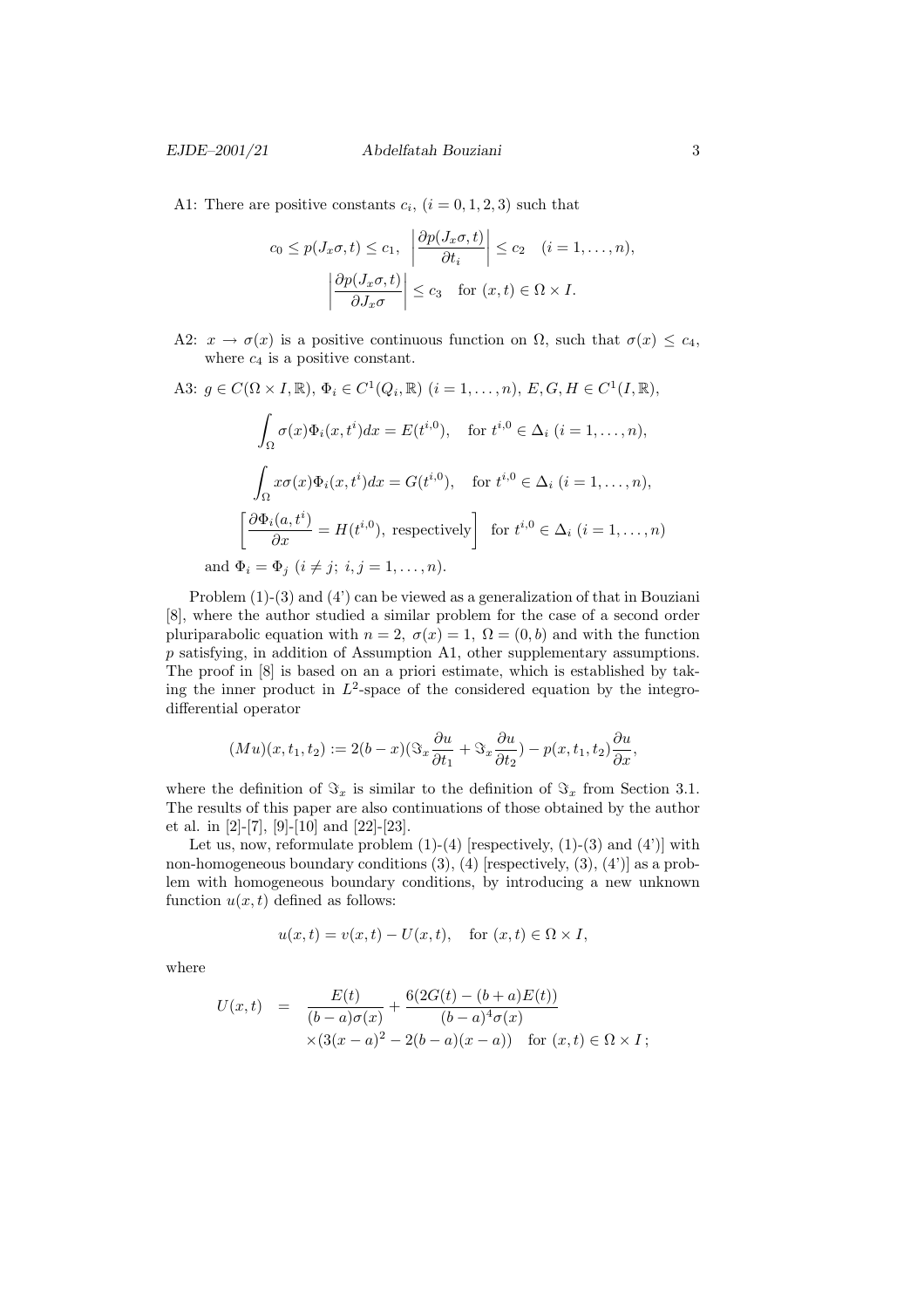A1: There are positive constants $c_i$, $(i = 0, 1, 2, 3)$ such that

$$c_0 \leq p(J_x\sigma, t) \leq c_1, \quad \left|\frac{\partial p(J_x\sigma, t)}{\partial t_i}\right| \leq c_2 \quad (i = 1, \dots, n),$$
$$\left|\frac{\partial p(J_x\sigma, t)}{\partial J_x\sigma}\right| \leq c_3 \quad \text{for } (x, t) \in \Omega \times I.$$

A2: $x \to \sigma(x)$ is a positive continuous function on $\Omega$, such that $\sigma(x) \leq c_4$, where $c_4$ is a positive constant.

A3: $g \in C(\Omega \times I, \mathbb{R})$, $\Phi_i \in C^1(Q_i, \mathbb{R})$ $(i = 1, \dots, n)$, $E, G, H \in C^1(I, \mathbb{R})$,

$$\int_\Omega \sigma(x)\Phi_i(x, t^i)dx = E(t^{i,0}), \quad \text{for } t^{i,0} \in \Delta_i \ (i = 1, \dots, n),$$

$$\int_\Omega x\sigma(x)\Phi_i(x, t^i)dx = G(t^{i,0}), \quad \text{for } t^{i,0} \in \Delta_i \ (i = 1, \dots, n),$$

$$\left[\frac{\partial \Phi_i(a, t^i)}{\partial x} = H(t^{i,0}), \text{ respectively}\right] \quad \text{for } t^{i,0} \in \Delta_i \ (i = 1, \dots, n)$$

and $\Phi_i = \Phi_j$ $(i \neq j;\ i, j = 1, \dots, n)$.

Problem (1)-(3) and (4') can be viewed as a generalization of that in Bouziani [8], where the author studied a similar problem for the case of a second order pluriparabolic equation with $n = 2$, $\sigma(x) = 1$, $\Omega = (0, b)$ and with the function $p$ satisfying, in addition of Assumption A1, other supplementary assumptions. The proof in [8] is based on an a priori estimate, which is established by taking the inner product in $L^2$-space of the considered equation by the integro-differential operator

$$(Mu)(x, t_1, t_2) := 2(b - x)(\Im_x \frac{\partial u}{\partial t_1} + \Im_x \frac{\partial u}{\partial t_2}) - p(x, t_1, t_2)\frac{\partial u}{\partial x},$$

where the definition of $\Im_x$ is similar to the definition of $\Im_x$ from Section 3.1. The results of this paper are also continuations of those obtained by the author et al. in [2]-[7], [9]-[10] and [22]-[23].

Let us, now, reformulate problem (1)-(4) [respectively, (1)-(3) and (4')] with non-homogeneous boundary conditions (3), (4) [respectively, (3), (4')] as a problem with homogeneous boundary conditions, by introducing a new unknown function $u(x, t)$ defined as follows:

$$u(x, t) = v(x, t) - U(x, t), \quad \text{for } (x, t) \in \Omega \times I,$$

where

$$\begin{aligned} U(x, t) \quad &= \quad \frac{E(t)}{(b - a)\sigma(x)} + \frac{6(2G(t) - (b + a)E(t))}{(b - a)^4\sigma(x)} \\ &\quad \times(3(x - a)^2 - 2(b - a)(x - a)) \quad \text{for } (x, t) \in \Omega \times I\,; \end{aligned}$$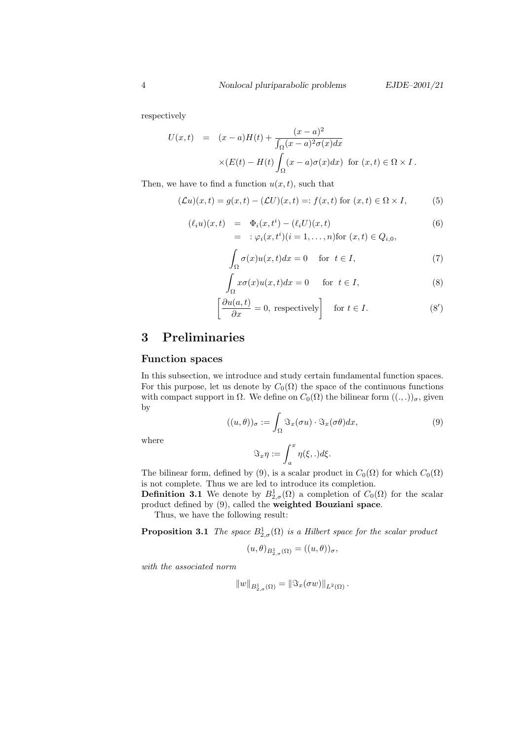respectively

$$
\begin{aligned}
U(x,t) &= (x-a)H(t) + \frac{(x-a)^2}{\int_\Omega (x-a)^2\sigma(x)dx} \\
&\quad \times (E(t) - H(t)\int_\Omega (x-a)\sigma(x)dx) \ \text{ for } (x,t) \in \Omega \times I\,.
\end{aligned}
$$

Then, we have to find a function $u(x,t)$, such that

$$
(\mathcal{L}u)(x,t) = g(x,t) - (\mathcal{L}U)(x,t) =: f(x,t) \text{ for } (x,t) \in \Omega \times I, \tag{5}
$$

$$
\begin{aligned}
(\ell_i u)(x,t) &= \Phi_i(x,t^i) - (\ell_i U)(x,t) \\
&= \ : \varphi_i(x,t^i)(i = 1,\ldots,n) \text{for } (x,t) \in Q_{i,0},
\end{aligned} \tag{6}
$$

$$
\int_\Omega \sigma(x)u(x,t)dx = 0 \quad \text{for } \ t \in I, \tag{7}
$$

$$
\int_\Omega x\sigma(x)u(x,t)dx = 0 \quad \text{ for } \ t \in I, \tag{8}
$$

$$
\left[\frac{\partial u(a,t)}{\partial x} = 0, \text{ respectively}\right] \quad \text{for } t \in I. \tag{8'}
$$

# 3 Preliminaries

## Function spaces

In this subsection, we introduce and study certain fundamental function spaces. For this purpose, let us denote by $C_0(\Omega)$ the space of the continuous functions with compact support in $\Omega$. We define on $C_0(\Omega)$ the bilinear form $((.,.))_\sigma$, given by

$$
((u,\theta))_\sigma := \int_\Omega \Im_x(\sigma u)\cdot \Im_x(\sigma\theta)dx, \tag{9}
$$

where

$$
\Im_x \eta := \int_a^x \eta(\xi,.)d\xi.
$$

The bilinear form, defined by (9), is a scalar product in $C_0(\Omega)$ for which $C_0(\Omega)$ is not complete. Thus we are led to introduce its completion.

**Definition 3.1** We denote by $B^1_{2,\sigma}(\Omega)$ a completion of $C_0(\Omega)$ for the scalar product defined by (9), called the **weighted Bouziani space**.

Thus, we have the following result:

**Proposition 3.1** *The space $B^1_{2,\sigma}(\Omega)$ is a Hilbert space for the scalar product*

$$
(u,\theta)_{B^1_{2,\sigma}(\Omega)} = ((u,\theta))_\sigma,
$$

*with the associated norm*

$$
\|w\|_{B^1_{2,\sigma}(\Omega)} = \|\Im_x(\sigma w)\|_{L^2(\Omega)}\,.
$$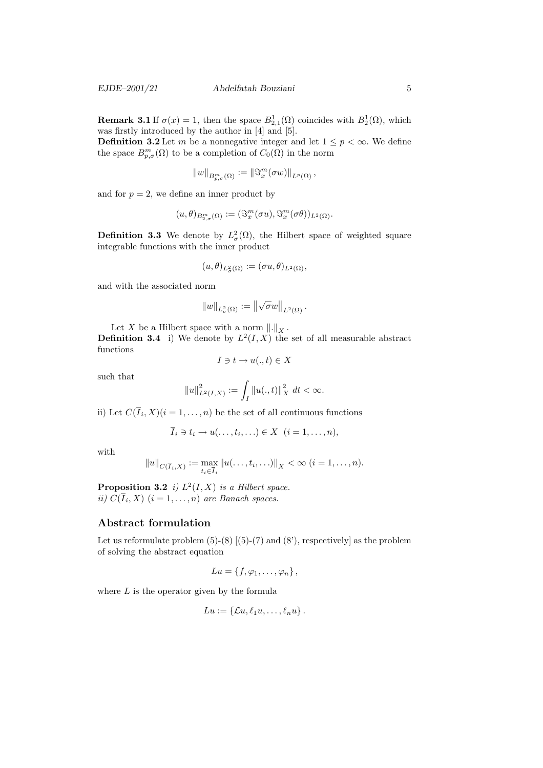**Remark 3.1** If $\sigma(x) = 1$, then the space $B^1_{2,1}(\Omega)$ coincides with $B^1_2(\Omega)$, which was firstly introduced by the author in [4] and [5].

**Definition 3.2** Let $m$ be a nonnegative integer and let $1 \leq p < \infty$. We define the space $B^m_{p,\sigma}(\Omega)$ to be a completion of $C_0(\Omega)$ in the norm

$$\|w\|_{B^m_{p,\sigma}(\Omega)} := \|\Im^m_x(\sigma w)\|_{L^p(\Omega)},$$

and for $p = 2$, we define an inner product by

$$(u, \theta)_{B^m_{2,\sigma}(\Omega)} := (\Im^m_x(\sigma u), \Im^m_x(\sigma\theta))_{L^2(\Omega)}.$$

**Definition 3.3** We denote by $L^2_\sigma(\Omega)$, the Hilbert space of weighted square integrable functions with the inner product

$$(u, \theta)_{L^2_\sigma(\Omega)} := (\sigma u, \theta)_{L^2(\Omega)},$$

and with the associated norm

$$\|w\|_{L^2_\sigma(\Omega)} := \left\|\sqrt{\sigma} w\right\|_{L^2(\Omega)}.$$

Let $X$ be a Hilbert space with a norm $\|.\|_X$.

**Definition 3.4** i) We denote by $L^2(I, X)$ the set of all measurable abstract functions

$$I \ni t \to u(., t) \in X$$

such that

$$\|u\|^2_{L^2(I,X)} := \int_I \|u(., t)\|^2_X \, dt < \infty.$$

ii) Let $C(\overline{I}_i, X)(i = 1, \ldots, n)$ be the set of all continuous functions

$$\overline{I}_i \ni t_i \to u(\ldots, t_i, \ldots) \in X \quad (i = 1, \ldots, n),$$

with

$$\|u\|_{C(\overline{I}_i,X)} := \max_{t_i \in \overline{I}_i} \|u(\ldots, t_i, \ldots)\|_X < \infty \ (i = 1, \ldots, n).$$

**Proposition 3.2** *i) $L^2(I, X)$ is a Hilbert space.*
*ii) $C(\overline{I}_i, X)$ $(i = 1, \ldots, n)$ are Banach spaces.*

## Abstract formulation

Let us reformulate problem (5)-(8) [(5)-(7) and (8'), respectively] as the problem of solving the abstract equation

$$Lu = \{f, \varphi_1, \ldots, \varphi_n\},$$

where $L$ is the operator given by the formula

$$Lu := \{\mathcal{L}u, \ell_1 u, \ldots, \ell_n u\}.$$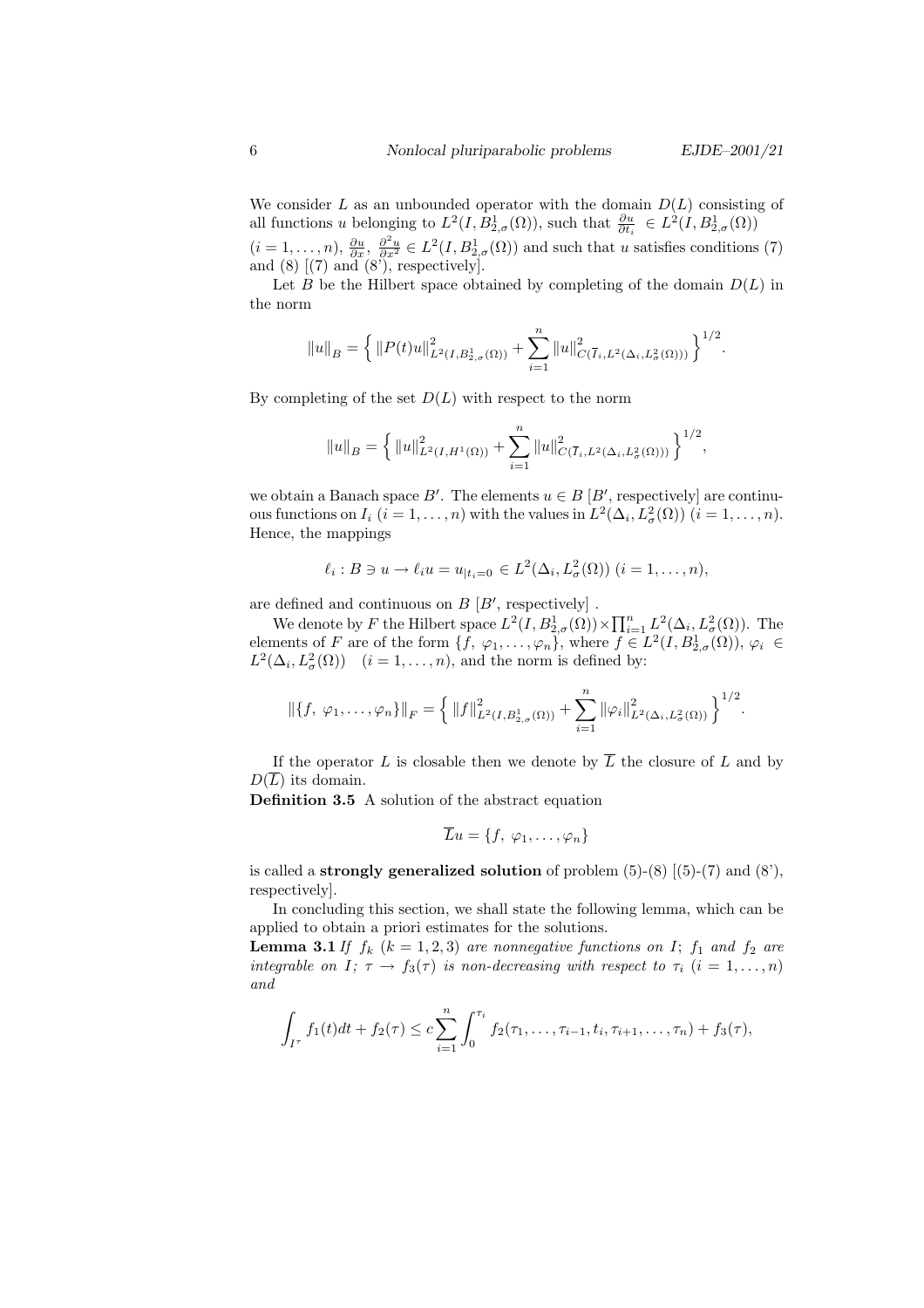We consider $L$ as an unbounded operator with the domain $D(L)$ consisting of all functions $u$ belonging to $L^2(I, B^1_{2,\sigma}(\Omega))$, such that $\frac{\partial u}{\partial t_i} \in L^2(I, B^1_{2,\sigma}(\Omega))$ $(i = 1, \dots, n)$, $\frac{\partial u}{\partial x}$, $\frac{\partial^2 u}{\partial x^2} \in L^2(I, B^1_{2,\sigma}(\Omega))$ and such that $u$ satisfies conditions (7) and (8) [(7) and (8'), respectively].

Let $B$ be the Hilbert space obtained by completing of the domain $D(L)$ in the norm

$$\|u\|_B = \Big\{ \|P(t)u\|^2_{L^2(I,B^1_{2,\sigma}(\Omega))} + \sum_{i=1}^n \|u\|^2_{C(\overline{I}_i, L^2(\Delta_i, L^2_\sigma(\Omega)))} \Big\}^{1/2}.$$

By completing of the set $D(L)$ with respect to the norm

$$\|u\|_B = \Big\{ \|u\|^2_{L^2(I,H^1(\Omega))} + \sum_{i=1}^n \|u\|^2_{C(\overline{I}_i, L^2(\Delta_i, L^2_\sigma(\Omega)))} \Big\}^{1/2},$$

we obtain a Banach space $B'$. The elements $u \in B$ [$B'$, respectively] are continuous functions on $I_i$ $(i = 1, \dots, n)$ with the values in $L^2(\Delta_i, L^2_\sigma(\Omega))$ $(i = 1, \dots, n)$. Hence, the mappings

$$\ell_i : B \ni u \to \ell_i u = u_{|t_i=0} \in L^2(\Delta_i, L^2_\sigma(\Omega)) \ (i = 1, \dots, n),$$

are defined and continuous on $B$ [$B'$, respectively] .

We denote by $F$ the Hilbert space $L^2(I, B^1_{2,\sigma}(\Omega)) \times \prod_{i=1}^n L^2(\Delta_i, L^2_\sigma(\Omega))$. The elements of $F$ are of the form $\{f,\ \varphi_1, \dots, \varphi_n\}$, where $f \in L^2(I, B^1_{2,\sigma}(\Omega))$, $\varphi_i \in L^2(\Delta_i, L^2_\sigma(\Omega))$ $\quad (i = 1, \dots, n)$, and the norm is defined by:

$$\|\{f,\ \varphi_1, \dots, \varphi_n\}\|_F = \Big\{ \|f\|^2_{L^2(I,B^1_{2,\sigma}(\Omega))} + \sum_{i=1}^n \|\varphi_i\|^2_{L^2(\Delta_i, L^2_\sigma(\Omega))} \Big\}^{1/2}.$$

If the operator $L$ is closable then we denote by $\overline{L}$ the closure of $L$ and by $D(\overline{L})$ its domain.

**Definition 3.5** A solution of the abstract equation

$$\overline{L}u = \{f,\ \varphi_1, \dots, \varphi_n\}$$

is called a **strongly generalized solution** of problem (5)-(8) [(5)-(7) and (8'), respectively].

In concluding this section, we shall state the following lemma, which can be applied to obtain a priori estimates for the solutions.

**Lemma 3.1** *If $f_k$ $(k = 1, 2, 3)$ are nonnegative functions on $I$; $f_1$ and $f_2$ are integrable on $I$; $\tau \to f_3(\tau)$ is non-decreasing with respect to $\tau_i$ $(i = 1, \dots, n)$ and*

$$\int_{I^\tau} f_1(t)dt + f_2(\tau) \le c \sum_{i=1}^n \int_0^{\tau_i} f_2(\tau_1, \dots, \tau_{i-1}, t_i, \tau_{i+1}, \dots, \tau_n) + f_3(\tau),$$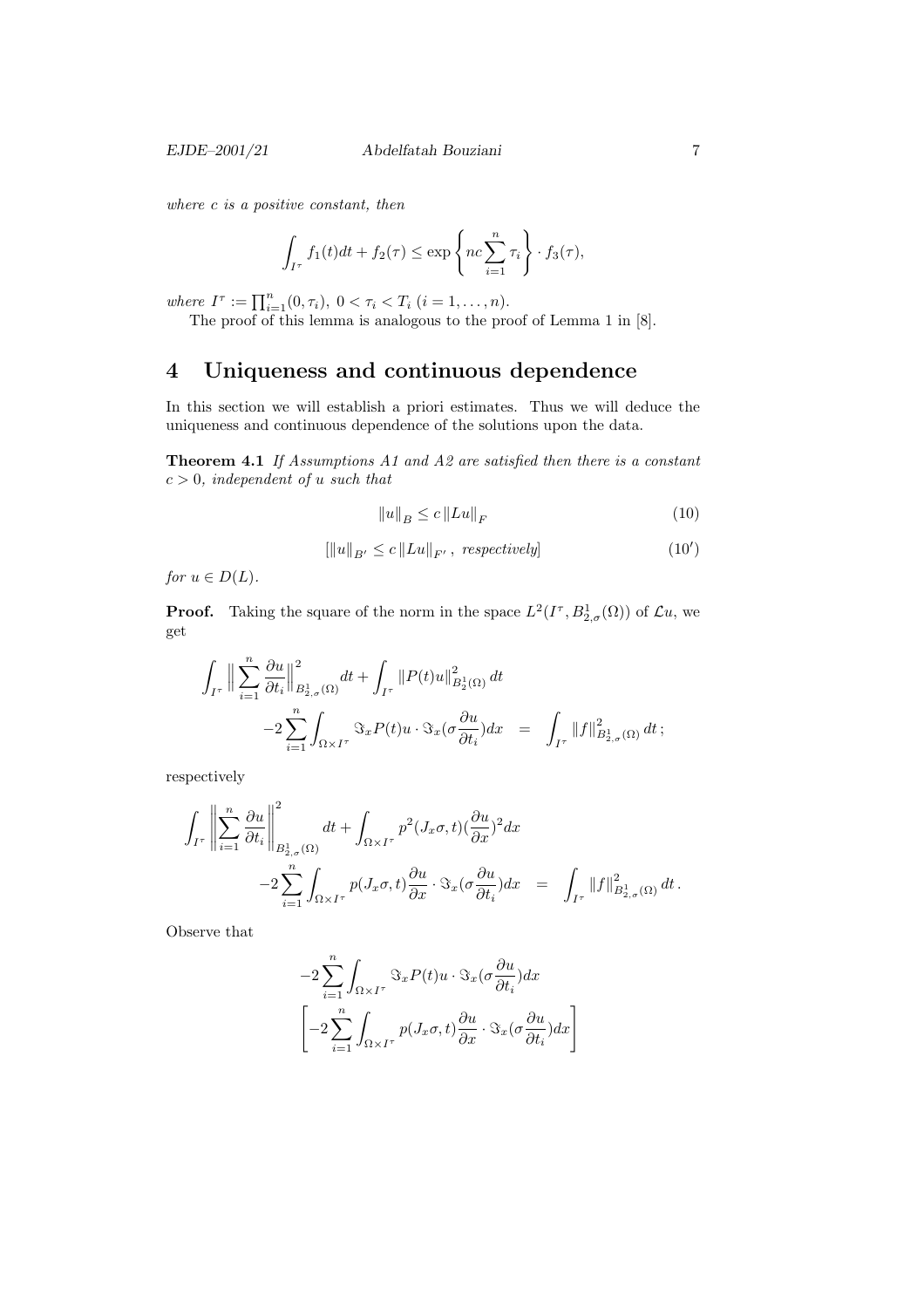*where $c$ is a positive constant, then*

$$\int_{I^\tau} f_1(t)dt + f_2(\tau) \le \exp\left\{ nc\sum_{i=1}^{n} \tau_i \right\} \cdot f_3(\tau),$$

*where* $I^\tau := \prod_{i=1}^n (0,\tau_i),\ 0<\tau_i<T_i\ (i=1,\dots,n)$.

The proof of this lemma is analogous to the proof of Lemma 1 in [8].

# 4 Uniqueness and continuous dependence

In this section we will establish a priori estimates. Thus we will deduce the uniqueness and continuous dependence of the solutions upon the data.

**Theorem 4.1** *If Assumptions A1 and A2 are satisfied then there is a constant $c>0$, independent of $u$ such that*

$$\|u\|_B \le c\,\|Lu\|_F \tag{10}$$

$$[\|u\|_{B'} \le c\,\|Lu\|_{F'}\,,\ \textit{respectively}] \tag{10'}$$

*for $u \in D(L)$.*

**Proof.** Taking the square of the norm in the space $L^2(I^\tau, B^1_{2,\sigma}(\Omega))$ of $\mathcal{L}u$, we get

$$\begin{aligned}
\int_{I^\tau} \Big\| \sum_{i=1}^n \frac{\partial u}{\partial t_i} \Big\|^2_{B^1_{2,\sigma}(\Omega)} dt + \int_{I^\tau} \|P(t)u\|^2_{B^1_2(\Omega)}\,dt \\
-2\sum_{i=1}^n \int_{\Omega\times I^\tau} \Im_x P(t)u \cdot \Im_x(\sigma \frac{\partial u}{\partial t_i})dx \quad &= \quad \int_{I^\tau} \|f\|^2_{B^1_{2,\sigma}(\Omega)}\,dt\,;
\end{aligned}$$

respectively

$$\begin{aligned}
\int_{I^\tau} \left\| \sum_{i=1}^n \frac{\partial u}{\partial t_i} \right\|^2_{B_{2,\sigma}(\Omega)} dt + \int_{\Omega\times I^\tau} p^2(J_x\sigma, t)(\frac{\partial u}{\partial x})^2 dx \\
-2\sum_{i=1}^n \int_{\Omega\times I^\tau} p(J_x\sigma,t)\frac{\partial u}{\partial x} \cdot \Im_x(\sigma \frac{\partial u}{\partial t_i})dx \quad &= \quad \int_{I^\tau} \|f\|^2_{B^1_{2,\sigma}(\Omega)}\,dt\,.
\end{aligned}$$

Observe that

$$-2\sum_{i=1}^n \int_{\Omega\times I^\tau} \Im_x P(t)u \cdot \Im_x(\sigma \frac{\partial u}{\partial t_i})dx$$

$$\left[ -2\sum_{i=1}^n \int_{\Omega\times I^\tau} p(J_x\sigma,t)\frac{\partial u}{\partial x} \cdot \Im_x(\sigma \frac{\partial u}{\partial t_i})dx \right]$$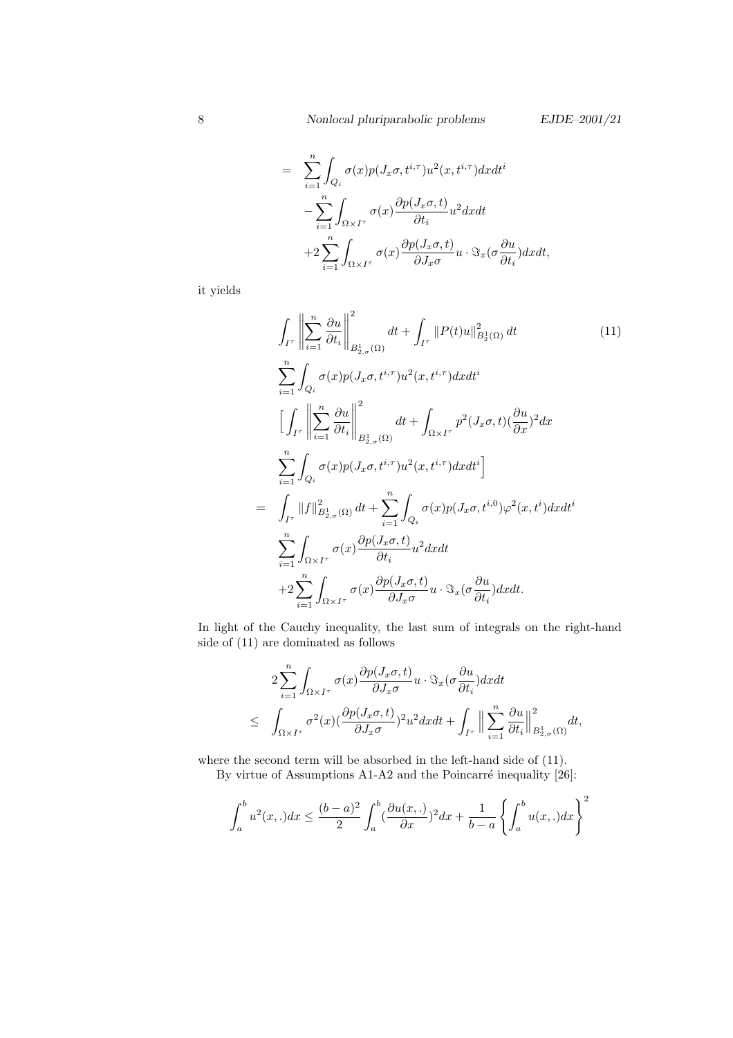$$
\begin{aligned}
= & \sum_{i=1}^{n} \int_{Q_i} \sigma(x) p(J_x\sigma, t^{i,\tau}) u^2(x, t^{i,\tau}) dx dt^i \\
& - \sum_{i=1}^{n} \int_{\Omega\times I^\tau} \sigma(x) \frac{\partial p(J_x\sigma, t)}{\partial t_i} u^2 dx dt \\
& + 2\sum_{i=1}^{n} \int_{\Omega\times I^\tau} \sigma(x) \frac{\partial p(J_x\sigma, t)}{\partial J_x\sigma} u \cdot \Im_x(\sigma \frac{\partial u}{\partial t_i}) dx dt,
\end{aligned}
$$

it yields

$$
\begin{aligned}
& \int_{I^\tau} \Big\| \sum_{i=1}^{n} \frac{\partial u}{\partial t_i} \Big\|^2_{B^1_{2,\sigma}(\Omega)} dt + \int_{I^\tau} \| P(t) u \|^2_{B^1_2(\Omega)} dt \qquad (11) \\
& \sum_{i=1}^{n} \int_{Q_i} \sigma(x) p(J_x\sigma, t^{i,\tau}) u^2(x, t^{i,\tau}) dx dt^i \\
& \Big[ \int_{I^\tau} \Big\| \sum_{i=1}^{n} \frac{\partial u}{\partial t_i} \Big\|^2_{B^1_{2,\sigma}(\Omega)} dt + \int_{\Omega\times I^\tau} p^2(J_x\sigma, t) (\frac{\partial u}{\partial x})^2 dx \\
& \sum_{i=1}^{n} \int_{Q_i} \sigma(x) p(J_x\sigma, t^{i,\tau}) u^2(x, t^{i,\tau}) dx dt^i \Big] \\
= & \int_{I^\tau} \| f \|^2_{B^1_{2,\sigma}(\Omega)} dt + \sum_{i=1}^{n} \int_{Q_i} \sigma(x) p(J_x\sigma, t^{i,0}) \varphi^2(x, t^i) dx dt^i \\
& \sum_{i=1}^{n} \int_{\Omega\times I^\tau} \sigma(x) \frac{\partial p(J_x\sigma, t)}{\partial t_i} u^2 dx dt \\
& + 2\sum_{i=1}^{n} \int_{\Omega\times I^\tau} \sigma(x) \frac{\partial p(J_x\sigma, t)}{\partial J_x\sigma} u \cdot \Im_x(\sigma \frac{\partial u}{\partial t_i}) dx dt.
\end{aligned}
$$

In light of the Cauchy inequality, the last sum of integrals on the right-hand side of (11) are dominated as follows

$$
\begin{aligned}
& 2\sum_{i=1}^{n} \int_{\Omega\times I^\tau} \sigma(x) \frac{\partial p(J_x\sigma, t)}{\partial J_x\sigma} u \cdot \Im_x(\sigma \frac{\partial u}{\partial t_i}) dx dt \\
\leq & \int_{\Omega\times I^\tau} \sigma^2(x) (\frac{\partial p(J_x\sigma, t)}{\partial J_x\sigma})^2 u^2 dx dt + \int_{I^\tau} \Big\| \sum_{i=1}^{n} \frac{\partial u}{\partial t_i} \Big\|^2_{B^1_{2,\sigma}(\Omega)} dt,
\end{aligned}
$$

where the second term will be absorbed in the left-hand side of (11).

By virtue of Assumptions A1-A2 and the Poincarré inequality [26]:

$$
\int_a^b u^2(x, .) dx \leq \frac{(b-a)^2}{2} \int_a^b (\frac{\partial u(x, .)}{\partial x})^2 dx + \frac{1}{b-a} \left\{ \int_a^b u(x, .) dx \right\}^2
$$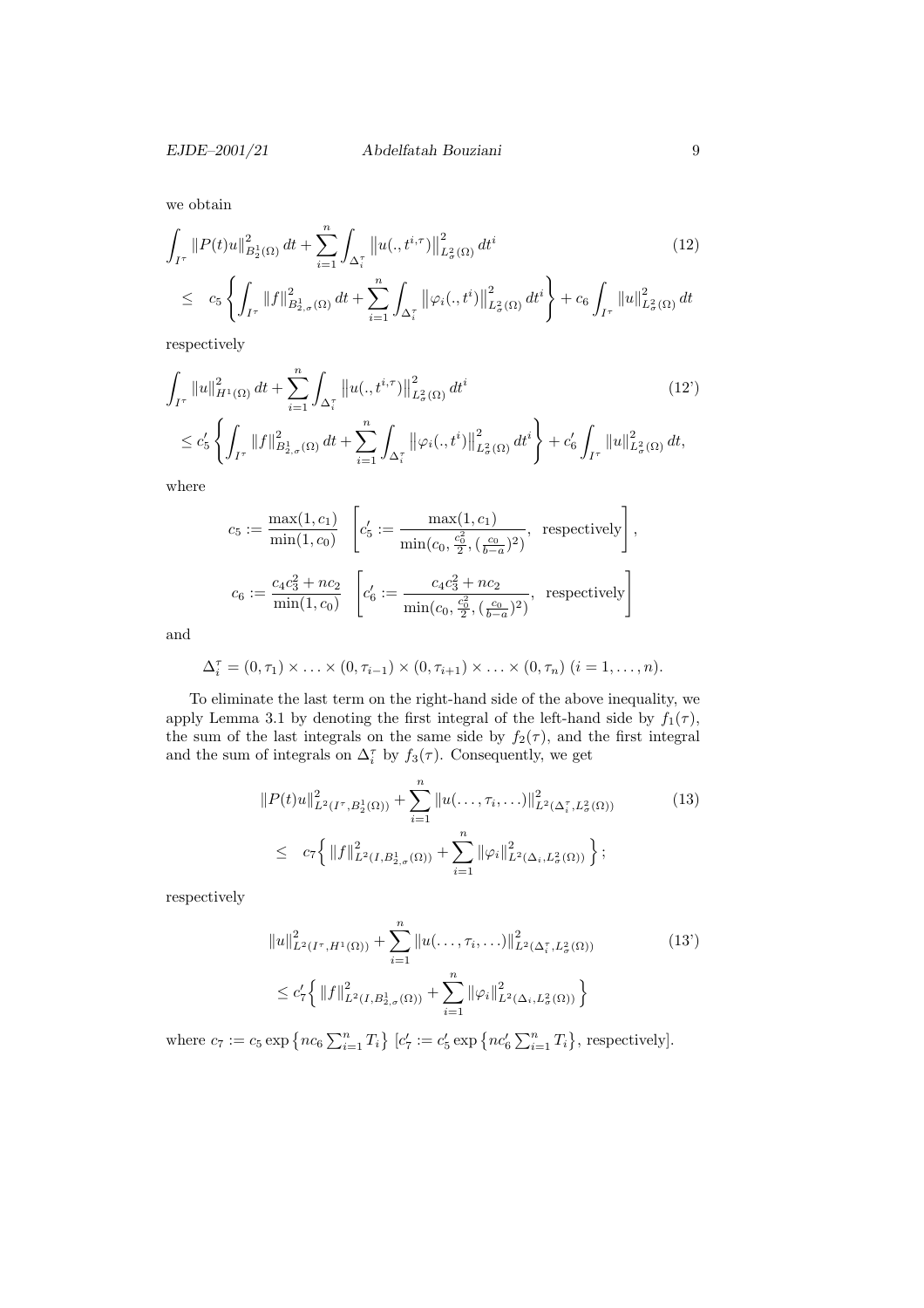we obtain

$$
\begin{aligned}
&\int_{I^\tau} \|P(t)u\|^2_{B^1_2(\Omega)}\, dt + \sum_{i=1}^n \int_{\Delta_i^\tau} \left\|u(.,t^{i,\tau})\right\|^2_{L^2_\sigma(\Omega)} dt^i \qquad (12)\\
&\leq \quad c_5 \left\{ \int_{I^\tau} \|f\|^2_{B^1_{2,\sigma}(\Omega)}\, dt + \sum_{i=1}^n \int_{\Delta_i^\tau} \left\|\varphi_i(.,t^i)\right\|^2_{L^2_\sigma(\Omega)} dt^i \right\} + c_6 \int_{I^\tau} \|u\|^2_{L^2_\sigma(\Omega)}\, dt
\end{aligned}
$$

respectively

$$
\begin{aligned}
&\int_{I^\tau} \|u\|^2_{H^1(\Omega)}\, dt + \sum_{i=1}^n \int_{\Delta_i^\tau} \left\|u(.,t^{i,\tau})\right\|^2_{L^2_\sigma(\Omega)} dt^i \qquad (12')\\
&\leq c_5' \left\{ \int_{I^\tau} \|f\|^2_{B^1_{2,\sigma}(\Omega)}\, dt + \sum_{i=1}^n \int_{\Delta_i^\tau} \left\|\varphi_i(.,t^i)\right\|^2_{L^2_\sigma(\Omega)} dt^i \right\} + c_6' \int_{I^\tau} \|u\|^2_{L^2_\sigma(\Omega)}\, dt,
\end{aligned}
$$

where

$$
c_5 := \frac{\max(1,c_1)}{\min(1,c_0)} \quad \left[ c_5' := \frac{\max(1,c_1)}{\min(c_0, \frac{c_0^2}{2}, (\frac{c_0}{b-a})^2)}, \ \text{respectively} \right],
$$

$$
c_6 := \frac{c_4 c_3^2 + n c_2}{\min(1,c_0)} \quad \left[ c_6' := \frac{c_4 c_3^2 + n c_2}{\min(c_0, \frac{c_0^2}{2}, (\frac{c_0}{b-a})^2)}, \ \text{respectively} \right]
$$

and

$$
\Delta_i^\tau = (0,\tau_1) \times \ldots \times (0,\tau_{i-1}) \times (0,\tau_{i+1}) \times \ldots \times (0,\tau_n) \ (i = 1,\ldots,n).
$$

To eliminate the last term on the right-hand side of the above inequality, we apply Lemma 3.1 by denoting the first integral of the left-hand side by $f_1(\tau)$, the sum of the last integrals on the same side by $f_2(\tau)$, and the first integral and the sum of integrals on $\Delta_i^\tau$ by $f_3(\tau)$. Consequently, we get

$$
\begin{aligned}
&\|P(t)u\|^2_{L^2(I^\tau, B^1_2(\Omega))} + \sum_{i=1}^n \|u(\ldots,\tau_i,\ldots)\|^2_{L^2(\Delta_i^\tau, L^2_\sigma(\Omega))} \qquad (13)\\
&\leq \quad c_7 \Big\{ \|f\|^2_{L^2(I, B^1_{2,\sigma}(\Omega))} + \sum_{i=1}^n \|\varphi_i\|^2_{L^2(\Delta_i, L^2_\sigma(\Omega))} \Big\};
\end{aligned}
$$

respectively

$$
\begin{aligned}
&\|u\|^2_{L^2(I^\tau, H^1(\Omega))} + \sum_{i=1}^n \|u(\ldots,\tau_i,\ldots)\|^2_{L^2(\Delta_i^\tau, L^2_\sigma(\Omega))} \qquad (13')\\
&\leq c_7' \Big\{ \|f\|^2_{L^2(I, B^1_{2,\sigma}(\Omega))} + \sum_{i=1}^n \|\varphi_i\|^2_{L^2(\Delta_i, L^2_\sigma(\Omega))} \Big\}
\end{aligned}
$$

where $c_7 := c_5 \exp\left\{ n c_6 \sum_{i=1}^n T_i \right\}$ [$c_7' := c_5' \exp\left\{ n c_6' \sum_{i=1}^n T_i \right\}$, respectively].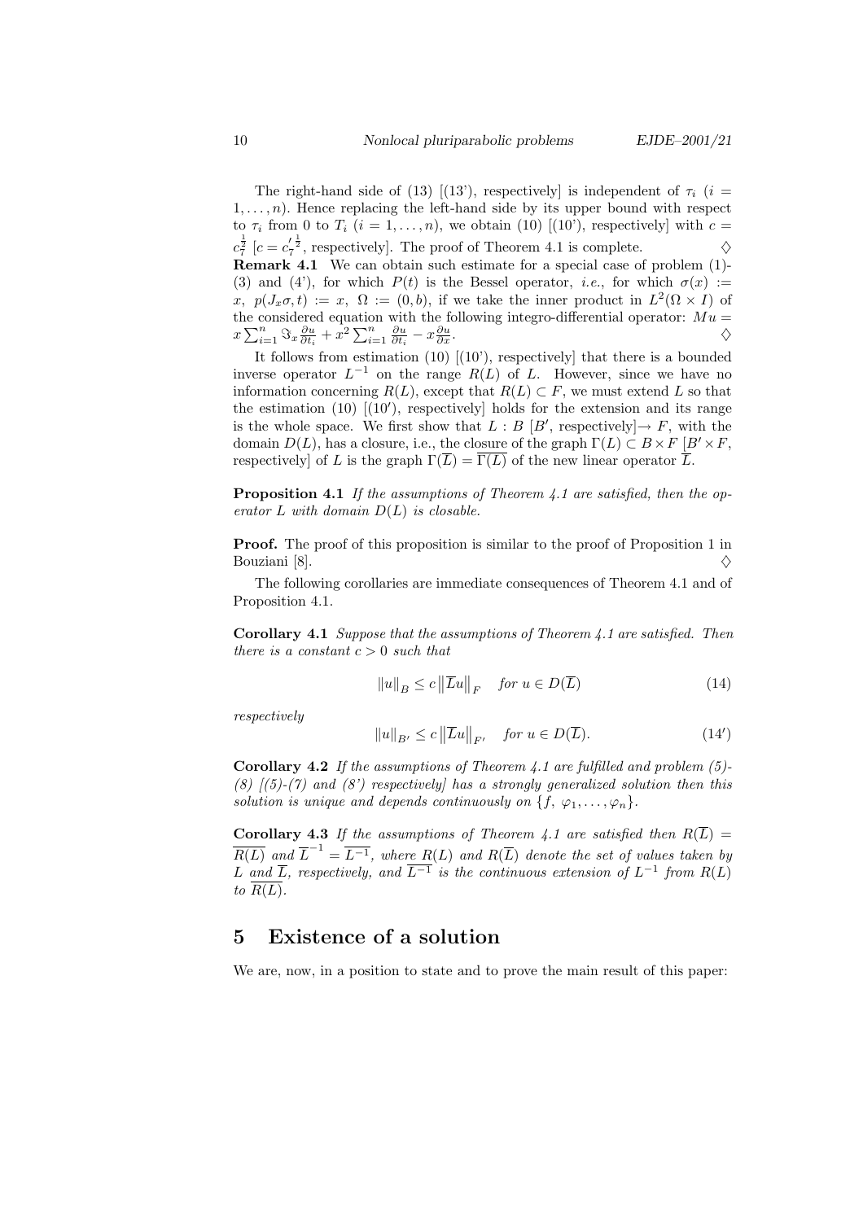The right-hand side of (13) [(13'), respectively] is independent of $\tau_i$ ($i = 1, \dots, n$). Hence replacing the left-hand side by its upper bound with respect to $\tau_i$ from 0 to $T_i$ ($i = 1, \dots, n$), we obtain (10) [(10'), respectively] with $c = c_7^{\frac{1}{2}}$ [$c = c_7'^{\frac{1}{2}}$, respectively]. The proof of Theorem 4.1 is complete. $\diamondsuit$

**Remark 4.1** We can obtain such estimate for a special case of problem (1)-(3) and (4'), for which $P(t)$ is the Bessel operator, *i.e.*, for which $\sigma(x) := x$, $p(J_x\sigma, t) := x$, $\Omega := (0, b)$, if we take the inner product in $L^2(\Omega \times I)$ of the considered equation with the following integro-differential operator: $Mu = x\sum_{i=1}^{n} \Im_x \frac{\partial u}{\partial t_i} + x^2 \sum_{i=1}^{n} \frac{\partial u}{\partial t_i} - x\frac{\partial u}{\partial x}$. $\diamondsuit$

It follows from estimation (10) [(10'), respectively] that there is a bounded inverse operator $L^{-1}$ on the range $R(L)$ of $L$. However, since we have no information concerning $R(L)$, except that $R(L) \subset F$, we must extend $L$ so that the estimation (10) [(10'), respectively] holds for the extension and its range is the whole space. We first show that $L : B$ [$B'$, respectively]$\rightarrow F$, with the domain $D(L)$, has a closure, i.e., the closure of the graph $\Gamma(L) \subset B \times F$ [$B' \times F$, respectively] of $L$ is the graph $\Gamma(\overline{L}) = \overline{\Gamma(L)}$ of the new linear operator $\overline{L}$.

**Proposition 4.1** *If the assumptions of Theorem 4.1 are satisfied, then the operator $L$ with domain $D(L)$ is closable.*

**Proof.** The proof of this proposition is similar to the proof of Proposition 1 in Bouziani [8]. $\diamondsuit$

The following corollaries are immediate consequences of Theorem 4.1 and of Proposition 4.1.

**Corollary 4.1** *Suppose that the assumptions of Theorem 4.1 are satisfied. Then there is a constant $c > 0$ such that*

$$\|u\|_B \le c \left\|\overline{L}u\right\|_F \quad \text{for } u \in D(\overline{L}) \tag{14}$$

*respectively*

$$\|u\|_{B'} \le c \left\|\overline{L}u\right\|_{F'} \quad \text{for } u \in D(\overline{L}). \tag{14'}$$

**Corollary 4.2** *If the assumptions of Theorem 4.1 are fulfilled and problem (5)-(8) [(5)-(7) and (8') respectively] has a strongly generalized solution then this solution is unique and depends continuously on $\{f, \varphi_1, \dots, \varphi_n\}$.*

**Corollary 4.3** *If the assumptions of Theorem 4.1 are satisfied then $R(\overline{L}) = \overline{R(L)}$ and $\overline{L}^{-1} = \overline{L^{-1}}$, where $R(L)$ and $R(\overline{L})$ denote the set of values taken by $L$ and $\overline{L}$, respectively, and $\overline{L^{-1}}$ is the continuous extension of $L^{-1}$ from $R(L)$ to $\overline{R(L)}$.*

## 5 Existence of a solution

We are, now, in a position to state and to prove the main result of this paper: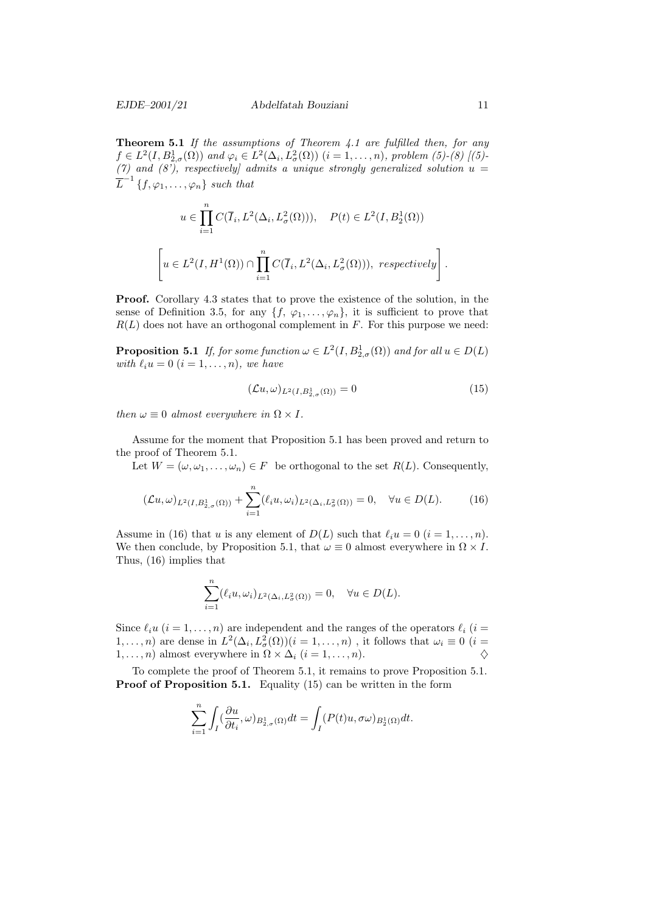**Theorem 5.1** *If the assumptions of Theorem 4.1 are fulfilled then, for any $f \in L^2(I, B^1_{2,\sigma}(\Omega))$ and $\varphi_i \in L^2(\Delta_i, L^2_\sigma(\Omega))$ $(i = 1, \dots, n)$, problem (5)-(8) [(5)-(7) and (8'), respectively] admits a unique strongly generalized solution $u = \overline{L}^{-1}\{f, \varphi_1, \dots, \varphi_n\}$ such that*

$$u \in \prod_{i=1}^{n} C(\overline{I}_i, L^2(\Delta_i, L^2_\sigma(\Omega))), \quad P(t) \in L^2(I, B^1_2(\Omega))$$

$$\left[ u \in L^2(I, H^1(\Omega)) \cap \prod_{i=1}^{n} C(\overline{I}_i, L^2(\Delta_i, L^2_\sigma(\Omega))), \ \textit{respectively} \right].$$

**Proof.** Corollary 4.3 states that to prove the existence of the solution, in the sense of Definition 3.5, for any $\{f, \varphi_1, \dots, \varphi_n\}$, it is sufficient to prove that $R(L)$ does not have an orthogonal complement in $F$. For this purpose we need:

**Proposition 5.1** *If, for some function $\omega \in L^2(I, B^1_{2,\sigma}(\Omega))$ and for all $u \in D(L)$ with $\ell_i u = 0$ $(i = 1, \dots, n)$, we have*

$$(\mathcal{L}u, \omega)_{L^2(I, B^1_{2,\sigma}(\Omega))} = 0 \tag{15}$$

*then $\omega \equiv 0$ almost everywhere in $\Omega \times I$.*

Assume for the moment that Proposition 5.1 has been proved and return to the proof of Theorem 5.1.

Let $W = (\omega, \omega_1, \dots, \omega_n) \in F$ be orthogonal to the set $R(L)$. Consequently,

$$(\mathcal{L}u, \omega)_{L^2(I, B^1_{2,\sigma}(\Omega))} + \sum_{i=1}^{n} (\ell_i u, \omega_i)_{L^2(\Delta_i, L^2_\sigma(\Omega))} = 0, \quad \forall u \in D(L). \tag{16}$$

Assume in (16) that $u$ is any element of $D(L)$ such that $\ell_i u = 0$ $(i = 1, \dots, n)$. We then conclude, by Proposition 5.1, that $\omega \equiv 0$ almost everywhere in $\Omega \times I$. Thus, (16) implies that

$$\sum_{i=1}^{n} (\ell_i u, \omega_i)_{L^2(\Delta_i, L^2_\sigma(\Omega))} = 0, \quad \forall u \in D(L).$$

Since $\ell_i u$ $(i = 1, \dots, n)$ are independent and the ranges of the operators $\ell_i$ $(i = 1, \dots, n)$ are dense in $L^2(\Delta_i, L^2_\sigma(\Omega))(i = 1, \dots, n)$ , it follows that $\omega_i \equiv 0$ $(i = 1, \dots, n)$ almost everywhere in $\Omega \times \Delta_i$ $(i = 1, \dots, n)$. ♢

To complete the proof of Theorem 5.1, it remains to prove Proposition 5.1.

**Proof of Proposition 5.1.** Equality (15) can be written in the form

$$\sum_{i=1}^{n} \int_I (\frac{\partial u}{\partial t_i}, \omega)_{B^1_{2,\sigma}(\Omega)} dt = \int_I (P(t)u, \sigma\omega)_{B^1_2(\Omega)} dt.$$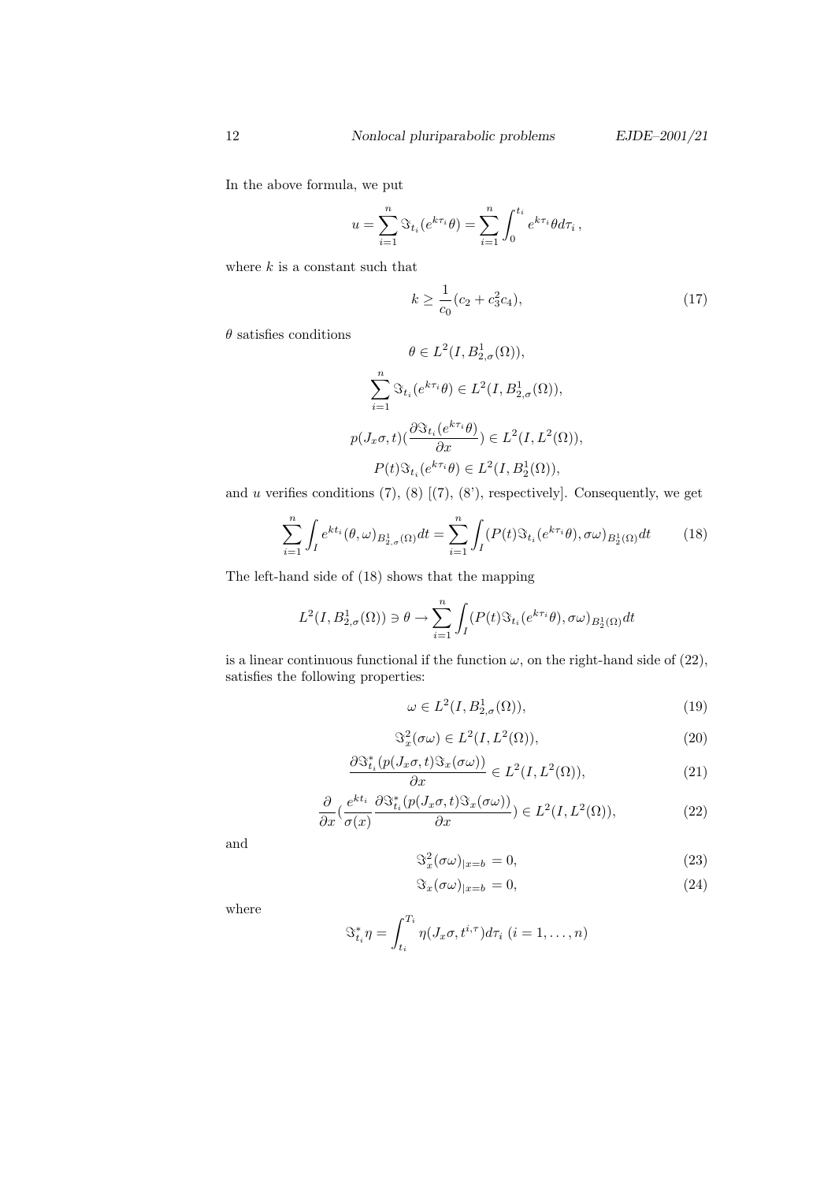In the above formula, we put

$$u = \sum_{i=1}^{n} \Im_{t_i}(e^{k\tau_i}\theta) = \sum_{i=1}^{n} \int_0^{t_i} e^{k\tau_i}\theta d\tau_i \,,$$

where $k$ is a constant such that

$$k \geq \frac{1}{c_0}(c_2 + c_3^2 c_4), \tag{17}$$

$\theta$ satisfies conditions

$$\theta \in L^2(I, B^1_{2,\sigma}(\Omega)),$$

$$\sum_{i=1}^{n} \Im_{t_i}(e^{k\tau_i}\theta) \in L^2(I, B^1_{2,\sigma}(\Omega)),$$

$$p(J_x\sigma, t)(\frac{\partial \Im_{t_i}(e^{k\tau_i}\theta)}{\partial x}) \in L^2(I, L^2(\Omega)),$$

$$P(t)\Im_{t_i}(e^{k\tau_i}\theta) \in L^2(I, B^1_2(\Omega)),$$

and $u$ verifies conditions (7), (8) [(7), (8'), respectively]. Consequently, we get

$$\sum_{i=1}^{n} \int_I e^{kt_i}(\theta, \omega)_{B^1_{2,\sigma}(\Omega)} dt = \sum_{i=1}^{n} \int_I (P(t)\Im_{t_i}(e^{k\tau_i}\theta), \sigma\omega)_{B^1_2(\Omega)} dt \tag{18}$$

The left-hand side of (18) shows that the mapping

$$L^2(I, B^1_{2,\sigma}(\Omega)) \ni \theta \to \sum_{i=1}^{n} \int_I (P(t)\Im_{t_i}(e^{k\tau_i}\theta), \sigma\omega)_{B^1_2(\Omega)} dt$$

is a linear continuous functional if the function $\omega$, on the right-hand side of (22), satisfies the following properties:

$$\omega \in L^2(I, B^1_{2,\sigma}(\Omega)), \tag{19}$$

$$\Im_x^2(\sigma\omega) \in L^2(I, L^2(\Omega)), \tag{20}$$

$$\frac{\partial \Im^*_{t_i}(p(J_x\sigma, t)\Im_x(\sigma\omega))}{\partial x} \in L^2(I, L^2(\Omega)), \tag{21}$$

$$\frac{\partial}{\partial x}(\frac{e^{kt_i}}{\sigma(x)} \frac{\partial \Im^*_{t_i}(p(J_x\sigma, t)\Im_x(\sigma\omega))}{\partial x}) \in L^2(I, L^2(\Omega)), \tag{22}$$

and

$$\Im_x^2(\sigma\omega)_{|x=b} = 0, \tag{23}$$

$$\Im_x(\sigma\omega)_{|x=b} = 0, \tag{24}$$

where

$$\Im^*_{t_i}\eta = \int_{t_i}^{T_i} \eta(J_x\sigma, t^{i,\tau}) d\tau_i \ (i = 1, \dots, n)$$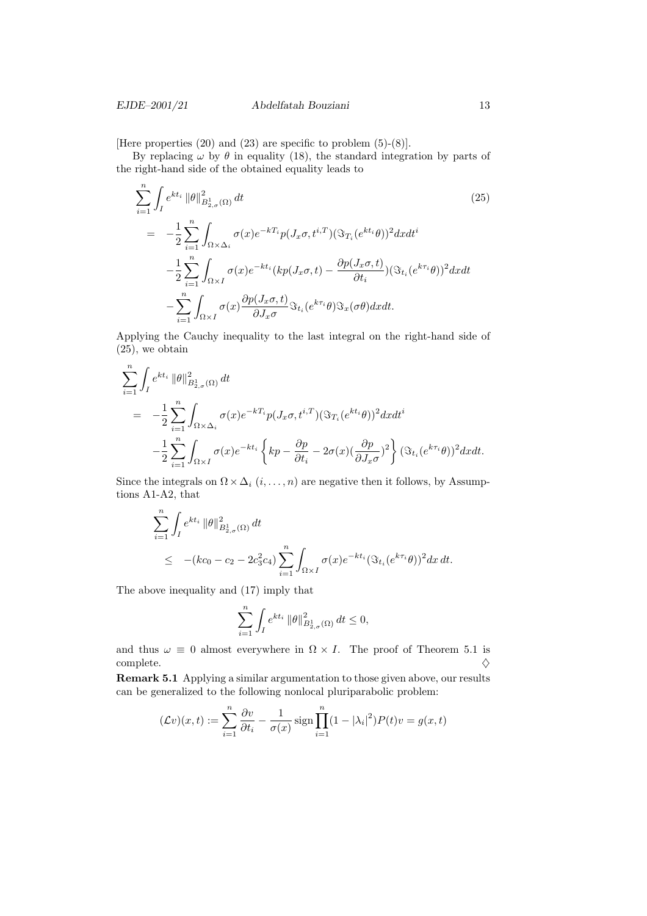[Here properties (20) and (23) are specific to problem (5)-(8)].

By replacing $\omega$ by $\theta$ in equality (18), the standard integration by parts of the right-hand side of the obtained equality leads to

$$
\begin{aligned}
&\sum_{i=1}^{n}\int_{I} e^{kt_i}\left\|\theta\right\|^2_{B^1_{2,\sigma}(\Omega)}dt \qquad (25)\\
&= -\frac{1}{2}\sum_{i=1}^{n}\int_{\Omega\times\Delta_i}\sigma(x)e^{-kT_i}p(J_x\sigma,t^{i,T})(\Im_{T_i}(e^{kt_i}\theta))^2dxdt^i\\
&\quad -\frac{1}{2}\sum_{i=1}^{n}\int_{\Omega\times I}\sigma(x)e^{-kt_i}(kp(J_x\sigma,t)-\frac{\partial p(J_x\sigma,t)}{\partial t_i})(\Im_{t_i}(e^{k\tau_i}\theta))^2dxdt\\
&\quad -\sum_{i=1}^{n}\int_{\Omega\times I}\sigma(x)\frac{\partial p(J_x\sigma,t)}{\partial J_x\sigma}\Im_{t_i}(e^{k\tau_i}\theta)\Im_x(\sigma\theta)dxdt.
\end{aligned}
$$

Applying the Cauchy inequality to the last integral on the right-hand side of (25), we obtain

$$
\begin{aligned}
&\sum_{i=1}^{n}\int_{I} e^{kt_i}\left\|\theta\right\|^2_{B^1_{2,\sigma}(\Omega)}dt\\
&= -\frac{1}{2}\sum_{i=1}^{n}\int_{\Omega\times\Delta_i}\sigma(x)e^{-kT_i}p(J_x\sigma,t^{i,T})(\Im_{T_i}(e^{kt_i}\theta))^2dxdt^i\\
&\quad -\frac{1}{2}\sum_{i=1}^{n}\int_{\Omega\times I}\sigma(x)e^{-kt_i}\left\{kp-\frac{\partial p}{\partial t_i}-2\sigma(x)(\frac{\partial p}{\partial J_x\sigma})^2\right\}(\Im_{t_i}(e^{k\tau_i}\theta))^2dxdt.
\end{aligned}
$$

Since the integrals on $\Omega\times\Delta_i$ $(i,\dots,n)$ are negative then it follows, by Assumptions A1-A2, that

$$
\begin{aligned}
&\sum_{i=1}^{n}\int_{I} e^{kt_i}\left\|\theta\right\|^2_{B^1_{2,\sigma}(\Omega)}dt\\
&\leq -(kc_0-c_2-2c_3^2c_4)\sum_{i=1}^{n}\int_{\Omega\times I}\sigma(x)e^{-kt_i}(\Im_{t_i}(e^{k\tau_i}\theta))^2dx\,dt.
\end{aligned}
$$

The above inequality and (17) imply that

$$
\sum_{i=1}^{n}\int_{I} e^{kt_i}\left\|\theta\right\|^2_{B^1_{2,\sigma}(\Omega)}dt\leq 0,
$$

and thus $\omega\equiv 0$ almost everywhere in $\Omega\times I$. The proof of Theorem 5.1 is complete. $\diamondsuit$

**Remark 5.1** Applying a similar argumentation to those given above, our results can be generalized to the following nonlocal pluriparabolic problem:

$$
(\mathcal{L}v)(x,t):=\sum_{i=1}^{n}\frac{\partial v}{\partial t_i}-\frac{1}{\sigma(x)}\operatorname{sign}\prod_{i=1}^{n}(1-|\lambda_i|^2)P(t)v=g(x,t)
$$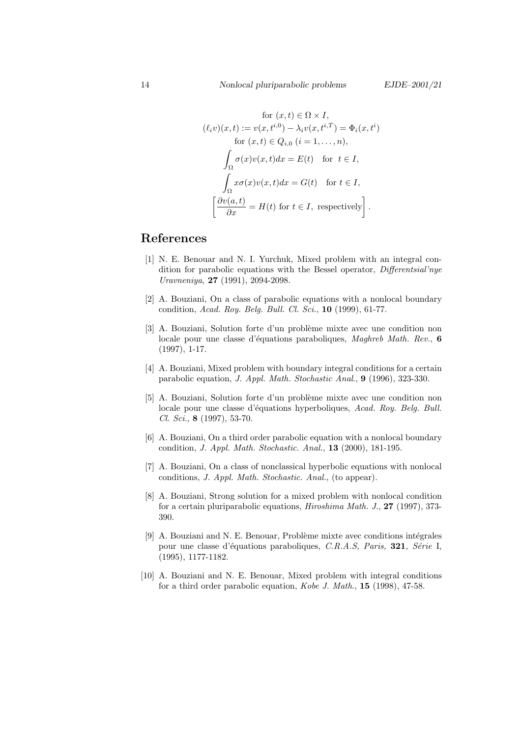$$
\begin{gathered}
\text{for } (x,t) \in \Omega \times I, \\
(\ell_i v)(x,t) := v(x, t^{i,0}) - \lambda_i v(x, t^{i,T}) = \Phi_i(x, t^i) \\
\text{for } (x,t) \in Q_{i,0} \ (i = 1, \dots, n), \\
\int_\Omega \sigma(x) v(x,t) dx = E(t) \quad \text{for } \ t \in I, \\
\int_\Omega x\sigma(x) v(x,t) dx = G(t) \quad \text{for } t \in I, \\
\left[ \frac{\partial v(a,t)}{\partial x} = H(t) \text{ for } t \in I, \text{ respectively} \right].
\end{gathered}
$$

# References

[1] N. E. Benouar and N. I. Yurchuk, Mixed problem with an integral condition for parabolic equations with the Bessel operator, *Differentsial'nye Uravneniya*, **27** (1991), 2094-2098.

[2] A. Bouziani, On a class of parabolic equations with a nonlocal boundary condition, *Acad. Roy. Belg. Bull. Cl. Sci.*, **10** (1999), 61-77.

[3] A. Bouziani, Solution forte d'un problème mixte avec une condition non locale pour une classe d'équations paraboliques, *Maghreb Math. Rev.*, **6** (1997), 1-17.

[4] A. Bouziani, Mixed problem with boundary integral conditions for a certain parabolic equation, *J. Appl. Math. Stochastic Anal.*, **9** (1996), 323-330.

[5] A. Bouziani, Solution forte d'un problème mixte avec une condition non locale pour une classe d'équations hyperboliques, *Acad. Roy. Belg. Bull. Cl. Sci.*, **8** (1997), 53-70.

[6] A. Bouziani, On a third order parabolic equation with a nonlocal boundary condition, *J. Appl. Math. Stochastic. Anal.*, **13** (2000), 181-195.

[7] A. Bouziani, On a class of nonclassical hyperbolic equations with nonlocal conditions, *J. Appl. Math. Stochastic. Anal.*, (to appear).

[8] A. Bouziani, Strong solution for a mixed problem with nonlocal condition for a certain pluriparabolic equations, *Hiroshima Math. J.*, **27** (1997), 373-390.

[9] A. Bouziani and N. E. Benouar, Problème mixte avec conditions intégrales pour une classe d'équations paraboliques, *C.R.A.S, Paris,* **321***, Série* I, (1995), 1177-1182.

[10] A. Bouziani and N. E. Benouar, Mixed problem with integral conditions for a third order parabolic equation, *Kobe J. Math.*, **15** (1998), 47-58.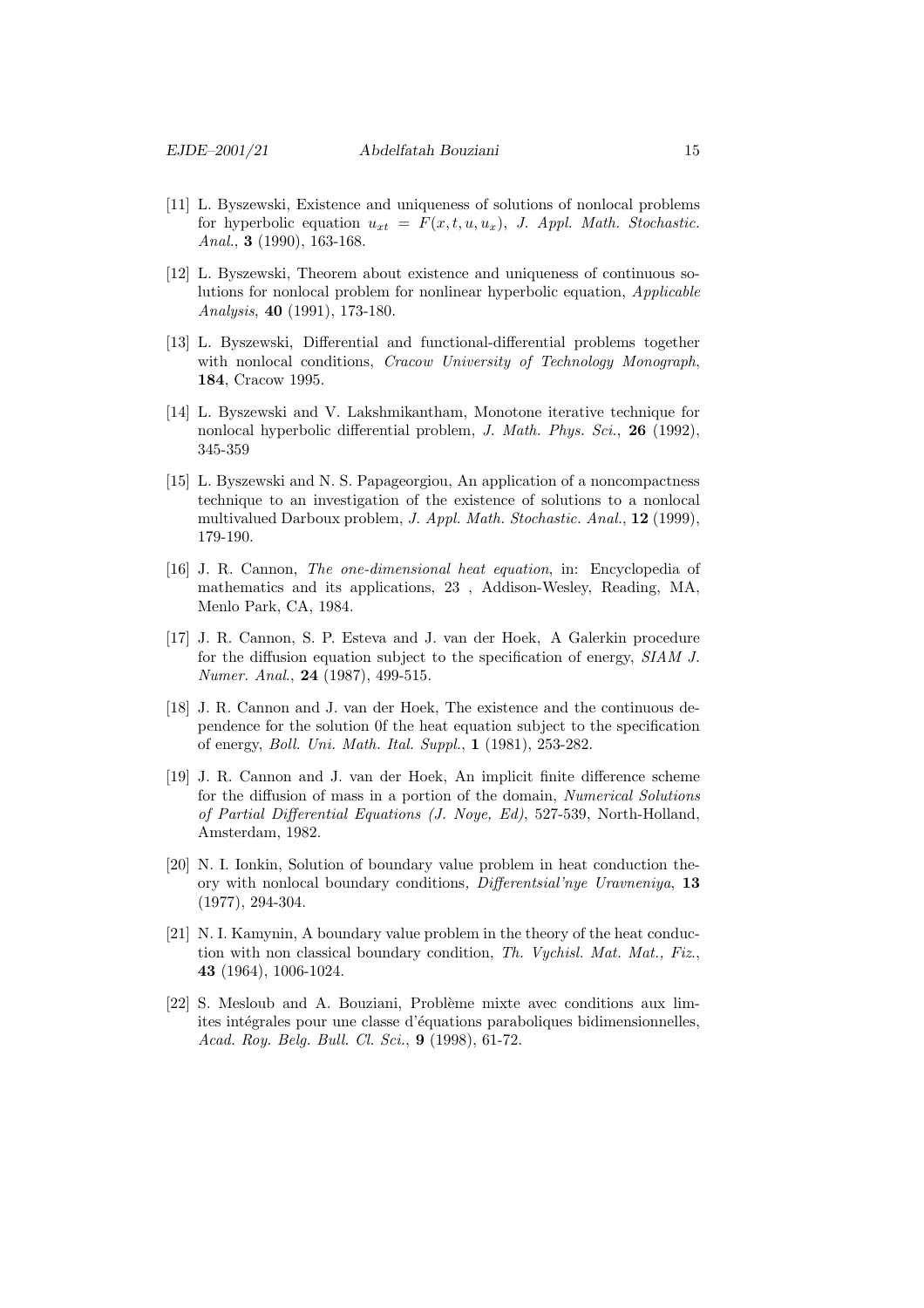[11] L. Byszewski, Existence and uniqueness of solutions of nonlocal problems for hyperbolic equation $u_{xt} = F(x, t, u, u_x)$, *J. Appl. Math. Stochastic. Anal.*, **3** (1990), 163-168.

[12] L. Byszewski, Theorem about existence and uniqueness of continuous solutions for nonlocal problem for nonlinear hyperbolic equation, *Applicable Analysis*, **40** (1991), 173-180.

[13] L. Byszewski, Differential and functional-differential problems together with nonlocal conditions, *Cracow University of Technology Monograph*, **184**, Cracow 1995.

[14] L. Byszewski and V. Lakshmikantham, Monotone iterative technique for nonlocal hyperbolic differential problem, *J. Math. Phys. Sci.*, **26** (1992), 345-359

[15] L. Byszewski and N. S. Papageorgiou, An application of a noncompactness technique to an investigation of the existence of solutions to a nonlocal multivalued Darboux problem, *J. Appl. Math. Stochastic. Anal.*, **12** (1999), 179-190.

[16] J. R. Cannon, *The one-dimensional heat equation*, in: Encyclopedia of mathematics and its applications, 23 , Addison-Wesley, Reading, MA, Menlo Park, CA, 1984.

[17] J. R. Cannon, S. P. Esteva and J. van der Hoek, A Galerkin procedure for the diffusion equation subject to the specification of energy, *SIAM J. Numer. Anal.*, **24** (1987), 499-515.

[18] J. R. Cannon and J. van der Hoek, The existence and the continuous dependence for the solution 0f the heat equation subject to the specification of energy, *Boll. Uni. Math. Ital. Suppl.*, **1** (1981), 253-282.

[19] J. R. Cannon and J. van der Hoek, An implicit finite difference scheme for the diffusion of mass in a portion of the domain, *Numerical Solutions of Partial Differential Equations (J. Noye, Ed)*, 527-539, North-Holland, Amsterdam, 1982.

[20] N. I. Ionkin, Solution of boundary value problem in heat conduction theory with nonlocal boundary conditions, *Differentsial'nye Uravneniya*, **13** (1977), 294-304.

[21] N. I. Kamynin, A boundary value problem in the theory of the heat conduction with non classical boundary condition, *Th. Vychisl. Mat. Mat., Fiz.*, **43** (1964), 1006-1024.

[22] S. Mesloub and A. Bouziani, Problème mixte avec conditions aux limites intégrales pour une classe d'équations paraboliques bidimensionnelles, *Acad. Roy. Belg. Bull. Cl. Sci.*, **9** (1998), 61-72.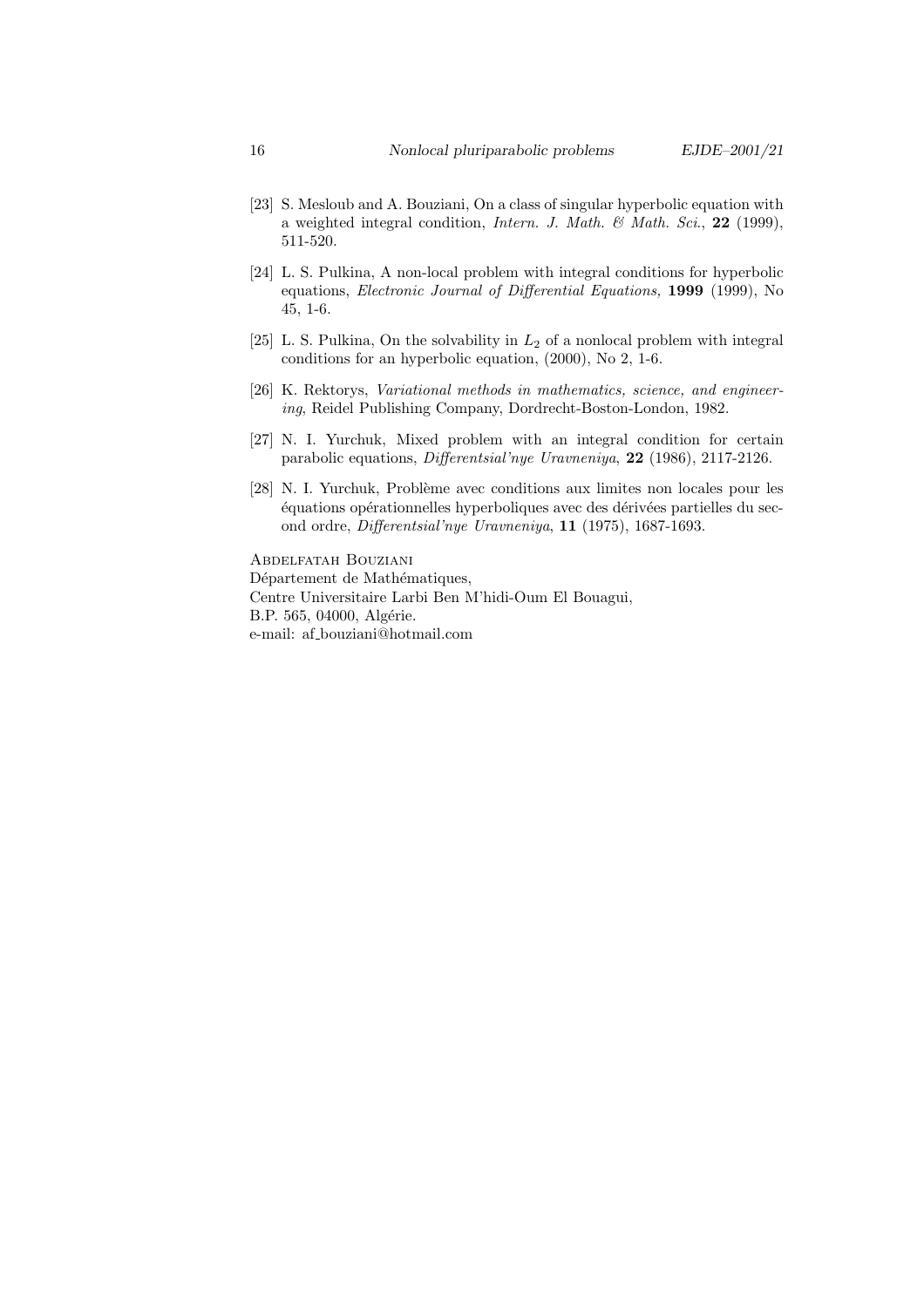[23] S. Mesloub and A. Bouziani, On a class of singular hyperbolic equation with a weighted integral condition, *Intern. J. Math. & Math. Sci.*, **22** (1999), 511-520.

[24] L. S. Pulkina, A non-local problem with integral conditions for hyperbolic equations, *Electronic Journal of Differential Equations,* **1999** (1999), No 45, 1-6.

[25] L. S. Pulkina, On the solvability in $L_2$ of a nonlocal problem with integral conditions for an hyperbolic equation, (2000), No 2, 1-6.

[26] K. Rektorys, *Variational methods in mathematics, science, and engineering*, Reidel Publishing Company, Dordrecht-Boston-London, 1982.

[27] N. I. Yurchuk, Mixed problem with an integral condition for certain parabolic equations, *Differentsial'nye Uravneniya*, **22** (1986), 2117-2126.

[28] N. I. Yurchuk, Problème avec conditions aux limites non locales pour les équations opérationnelles hyperboliques avec des dérivées partielles du second ordre, *Differentsial'nye Uravneniya*, **11** (1975), 1687-1693.

Abdelfatah Bouziani
Département de Mathématiques,
Centre Universitaire Larbi Ben M'hidi-Oum El Bouagui,
B.P. 565, 04000, Algérie.
e-mail: af_bouziani@hotmail.com